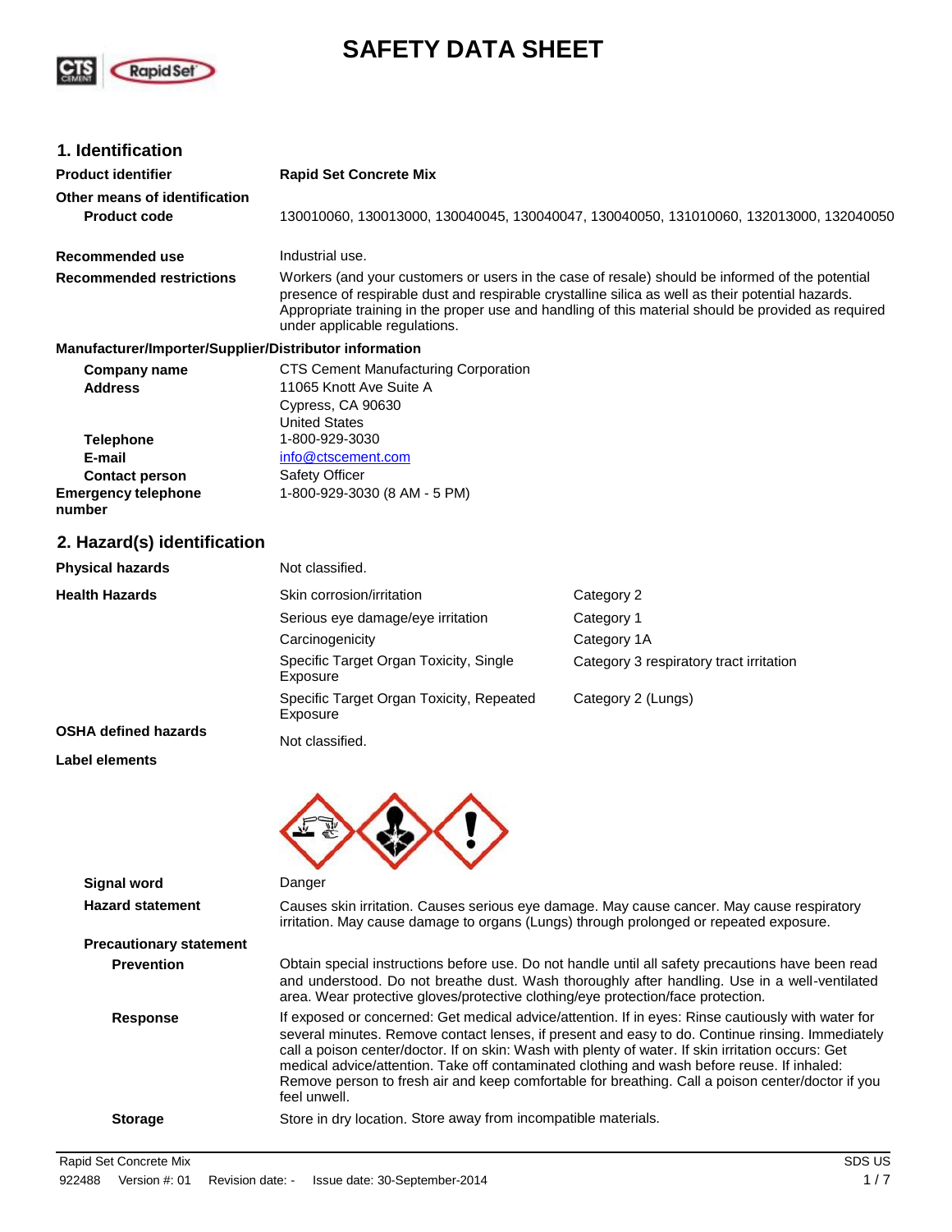# SAFETY DATA SHEET

## 1. Identification

| | |
|---|---|
| **Product identifier** | **Rapid Set Concrete Mix** |
| **Other means of identification** | |
| **Product code** | 130010060, 130013000, 130040045, 130040047, 130040050, 131010060, 132013000, 132040050 |
| **Recommended use** | Industrial use. |
| **Recommended restrictions** | Workers (and your customers or users in the case of resale) should be informed of the potential presence of respirable dust and respirable crystalline silica as well as their potential hazards. Appropriate training in the proper use and handling of this material should be provided as required under applicable regulations. |

**Manufacturer/Importer/Supplier/Distributor information**

| | |
|---|---|
| **Company name** | CTS Cement Manufacturing Corporation |
| **Address** | 11065 Knott Ave Suite A<br>Cypress, CA 90630<br>United States |
| **Telephone** | 1-800-929-3030 |
| **E-mail** | info@ctscement.com |
| **Contact person** | Safety Officer |
| **Emergency telephone number** | 1-800-929-3030 (8 AM - 5 PM) |

## 2. Hazard(s) identification

| | | |
|---|---|---|
| **Physical hazards** | Not classified. | |
| **Health Hazards** | Skin corrosion/irritation | Category 2 |
| | Serious eye damage/eye irritation | Category 1 |
| | Carcinogenicity | Category 1A |
| | Specific Target Organ Toxicity, Single Exposure | Category 3 respiratory tract irritation |
| | Specific Target Organ Toxicity, Repeated Exposure | Category 2 (Lungs) |
| **OSHA defined hazards** | Not classified. | |

**Label elements**

| | |
|---|---|
| **Signal word** | Danger |
| **Hazard statement** | Causes skin irritation. Causes serious eye damage. May cause cancer. May cause respiratory irritation. May cause damage to organs (Lungs) through prolonged or repeated exposure. |

**Precautionary statement**

| | |
|---|---|
| **Prevention** | Obtain special instructions before use. Do not handle until all safety precautions have been read and understood. Do not breathe dust. Wash thoroughly after handling. Use in a well-ventilated area. Wear protective gloves/protective clothing/eye protection/face protection. |
| **Response** | If exposed or concerned: Get medical advice/attention. If in eyes: Rinse cautiously with water for several minutes. Remove contact lenses, if present and easy to do. Continue rinsing. Immediately call a poison center/doctor. If on skin: Wash with plenty of water. If skin irritation occurs: Get medical advice/attention. Take off contaminated clothing and wash before reuse. If inhaled: Remove person to fresh air and keep comfortable for breathing. Call a poison center/doctor if you feel unwell. |
| **Storage** | Store in dry location. Store away from incompatible materials. |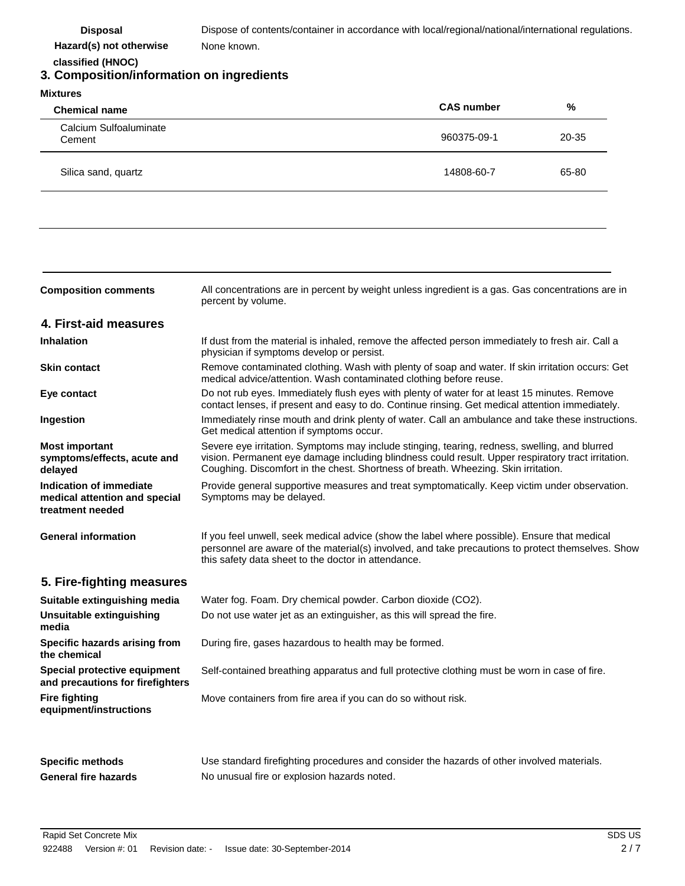**Disposal** Dispose of contents/container in accordance with local/regional/national/international regulations.

**Hazard(s) not otherwise classified (HNOC)** None known.

## 3. Composition/information on ingredients

**Mixtures**

| Chemical name | CAS number | % |
|---|---|---|
| Calcium Sulfoaluminate Cement | 960375-09-1 | 20-35 |
| Silica sand, quartz | 14808-60-7 | 65-80 |

**Composition comments** All concentrations are in percent by weight unless ingredient is a gas. Gas concentrations are in percent by volume.

## 4. First-aid measures

**Inhalation** If dust from the material is inhaled, remove the affected person immediately to fresh air. Call a physician if symptoms develop or persist.

**Skin contact** Remove contaminated clothing. Wash with plenty of soap and water. If skin irritation occurs: Get medical advice/attention. Wash contaminated clothing before reuse.

**Eye contact** Do not rub eyes. Immediately flush eyes with plenty of water for at least 15 minutes. Remove contact lenses, if present and easy to do. Continue rinsing. Get medical attention immediately.

**Ingestion** Immediately rinse mouth and drink plenty of water. Call an ambulance and take these instructions. Get medical attention if symptoms occur.

**Most important symptoms/effects, acute and delayed** Severe eye irritation. Symptoms may include stinging, tearing, redness, swelling, and blurred vision. Permanent eye damage including blindness could result. Upper respiratory tract irritation. Coughing. Discomfort in the chest. Shortness of breath. Wheezing. Skin irritation.

**Indication of immediate medical attention and special treatment needed** Provide general supportive measures and treat symptomatically. Keep victim under observation. Symptoms may be delayed.

**General information** If you feel unwell, seek medical advice (show the label where possible). Ensure that medical personnel are aware of the material(s) involved, and take precautions to protect themselves. Show this safety data sheet to the doctor in attendance.

## 5. Fire-fighting measures

**Suitable extinguishing media** Water fog. Foam. Dry chemical powder. Carbon dioxide ($CO_2$).

**Unsuitable extinguishing media** Do not use water jet as an extinguisher, as this will spread the fire.

**Specific hazards arising from the chemical** During fire, gases hazardous to health may be formed.

**Special protective equipment and precautions for firefighters** Self-contained breathing apparatus and full protective clothing must be worn in case of fire.

**Fire fighting equipment/instructions** Move containers from fire area if you can do so without risk.

**Specific methods** Use standard firefighting procedures and consider the hazards of other involved materials.

**General fire hazards** No unusual fire or explosion hazards noted.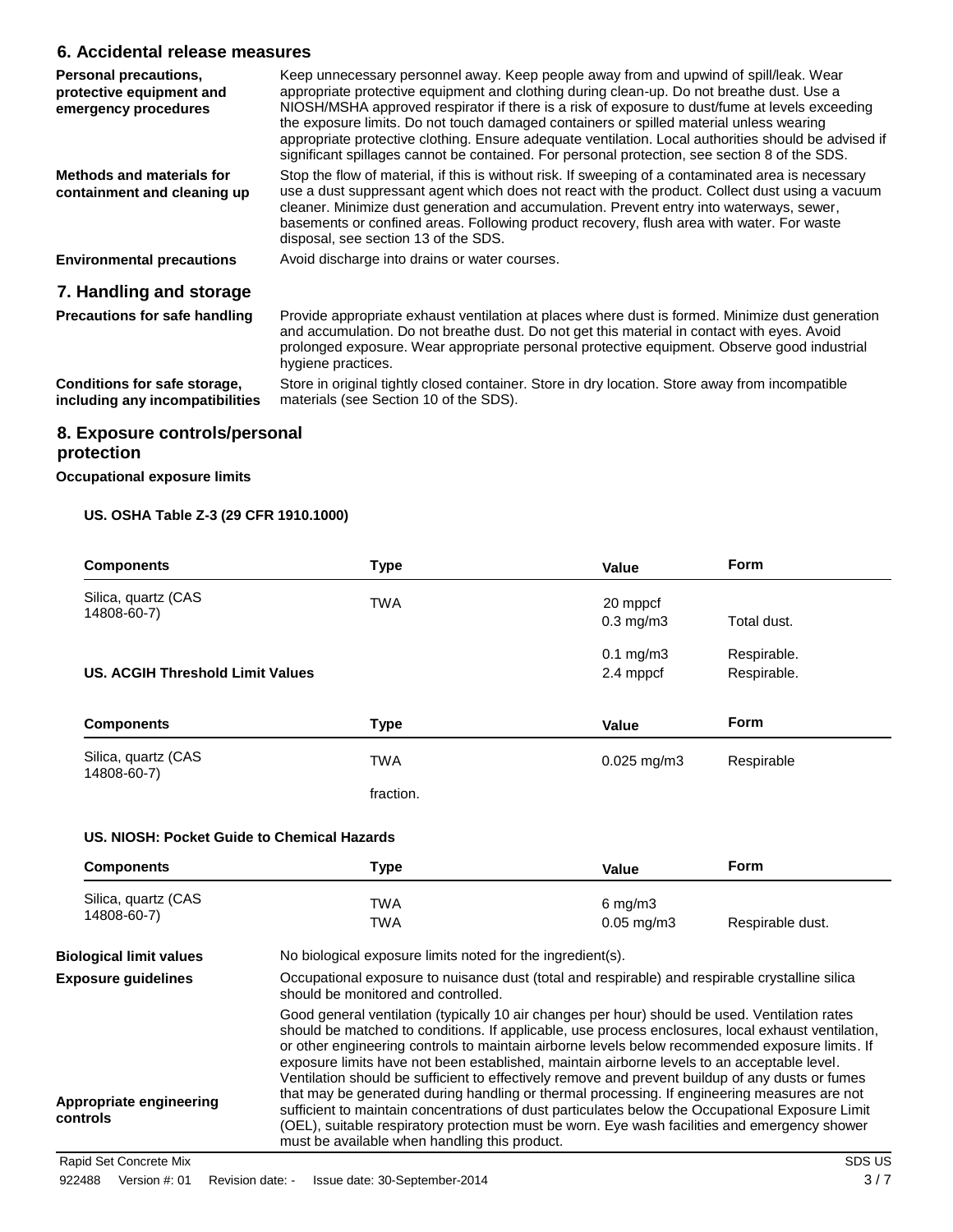## 6. Accidental release measures

**Personal precautions, protective equipment and emergency procedures**

Keep unnecessary personnel away. Keep people away from and upwind of spill/leak. Wear appropriate protective equipment and clothing during clean-up. Do not breathe dust. Use a NIOSH/MSHA approved respirator if there is a risk of exposure to dust/fume at levels exceeding the exposure limits. Do not touch damaged containers or spilled material unless wearing appropriate protective clothing. Ensure adequate ventilation. Local authorities should be advised if significant spillages cannot be contained. For personal protection, see section 8 of the SDS.

**Methods and materials for containment and cleaning up**

Stop the flow of material, if this is without risk. If sweeping of a contaminated area is necessary use a dust suppressant agent which does not react with the product. Collect dust using a vacuum cleaner. Minimize dust generation and accumulation. Prevent entry into waterways, sewer, basements or confined areas. Following product recovery, flush area with water. For waste disposal, see section 13 of the SDS.

**Environmental precautions**

Avoid discharge into drains or water courses.

## 7. Handling and storage

**Precautions for safe handling**

Provide appropriate exhaust ventilation at places where dust is formed. Minimize dust generation and accumulation. Do not breathe dust. Do not get this material in contact with eyes. Avoid prolonged exposure. Wear appropriate personal protective equipment. Observe good industrial hygiene practices.

**Conditions for safe storage, including any incompatibilities**

Store in original tightly closed container. Store in dry location. Store away from incompatible materials (see Section 10 of the SDS).

## 8. Exposure controls/personal protection

**Occupational exposure limits**

**US. OSHA Table Z-3 (29 CFR 1910.1000)**

| Components | Type | Value | Form |
|---|---|---|---|
| Silica, quartz (CAS 14808-60-7) | TWA | 20 mppcf | |
| | | 0.3 mg/m3 | Total dust. |
| | | 0.1 mg/m3 | Respirable. |
| | | 2.4 mppcf | Respirable. |

**US. ACGIH Threshold Limit Values**

| Components | Type | Value | Form |
|---|---|---|---|
| Silica, quartz (CAS 14808-60-7) | TWA | 0.025 mg/m3 | Respirable fraction. |

**US. NIOSH: Pocket Guide to Chemical Hazards**

| Components | Type | Value | Form |
|---|---|---|---|
| Silica, quartz (CAS 14808-60-7) | TWA | 6 mg/m3 | |
| | TWA | 0.05 mg/m3 | Respirable dust. |

**Biological limit values**

No biological exposure limits noted for the ingredient(s).

**Exposure guidelines**

Occupational exposure to nuisance dust (total and respirable) and respirable crystalline silica should be monitored and controlled.

**Appropriate engineering controls**

Good general ventilation (typically 10 air changes per hour) should be used. Ventilation rates should be matched to conditions. If applicable, use process enclosures, local exhaust ventilation, or other engineering controls to maintain airborne levels below recommended exposure limits. If exposure limits have not been established, maintain airborne levels to an acceptable level. Ventilation should be sufficient to effectively remove and prevent buildup of any dusts or fumes that may be generated during handling or thermal processing. If engineering measures are not sufficient to maintain concentrations of dust particulates below the Occupational Exposure Limit (OEL), suitable respiratory protection must be worn. Eye wash facilities and emergency shower must be available when handling this product.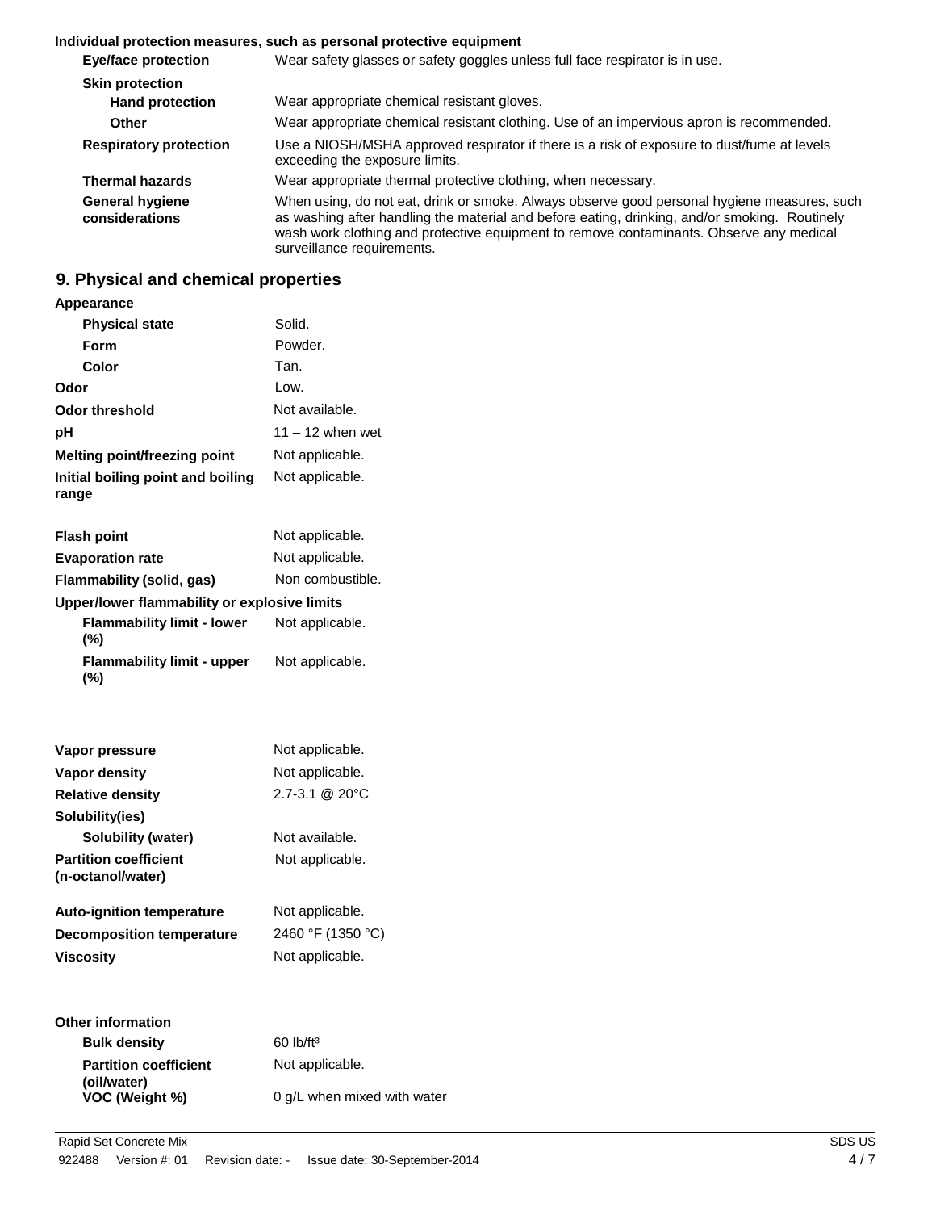**Individual protection measures, such as personal protective equipment**

| | |
|---|---|
| **Eye/face protection** | Wear safety glasses or safety goggles unless full face respirator is in use. |
| **Skin protection** | |
| **Hand protection** | Wear appropriate chemical resistant gloves. |
| **Other** | Wear appropriate chemical resistant clothing. Use of an impervious apron is recommended. |
| **Respiratory protection** | Use a NIOSH/MSHA approved respirator if there is a risk of exposure to dust/fume at levels exceeding the exposure limits. |
| **Thermal hazards** | Wear appropriate thermal protective clothing, when necessary. |
| **General hygiene considerations** | When using, do not eat, drink or smoke. Always observe good personal hygiene measures, such as washing after handling the material and before eating, drinking, and/or smoking. Routinely wash work clothing and protective equipment to remove contaminants. Observe any medical surveillance requirements. |

## 9. Physical and chemical properties

| | |
|---|---|
| **Appearance** | |
| **Physical state** | Solid. |
| **Form** | Powder. |
| **Color** | Tan. |
| **Odor** | Low. |
| **Odor threshold** | Not available. |
| **pH** | 11 – 12 when wet |
| **Melting point/freezing point** | Not applicable. |
| **Initial boiling point and boiling range** | Not applicable. |
| **Flash point** | Not applicable. |
| **Evaporation rate** | Not applicable. |
| **Flammability (solid, gas)** | Non combustible. |
| **Upper/lower flammability or explosive limits** | |
| **Flammability limit - lower (%)** | Not applicable. |
| **Flammability limit - upper (%)** | Not applicable. |
| **Vapor pressure** | Not applicable. |
| **Vapor density** | Not applicable. |
| **Relative density** | 2.7-3.1 @ 20°C |
| **Solubility(ies)** | |
| **Solubility (water)** | Not available. |
| **Partition coefficient (n-octanol/water)** | Not applicable. |
| **Auto-ignition temperature** | Not applicable. |
| **Decomposition temperature** | 2460 °F (1350 °C) |
| **Viscosity** | Not applicable. |
| **Other information** | |
| **Bulk density** | 60 lb/ft³ |
| **Partition coefficient (oil/water)** | Not applicable. |
| **VOC (Weight %)** | 0 g/L when mixed with water |

Rapid Set Concrete Mix SDS US
922488 Version #: 01 Revision date: - Issue date: 30-September-2014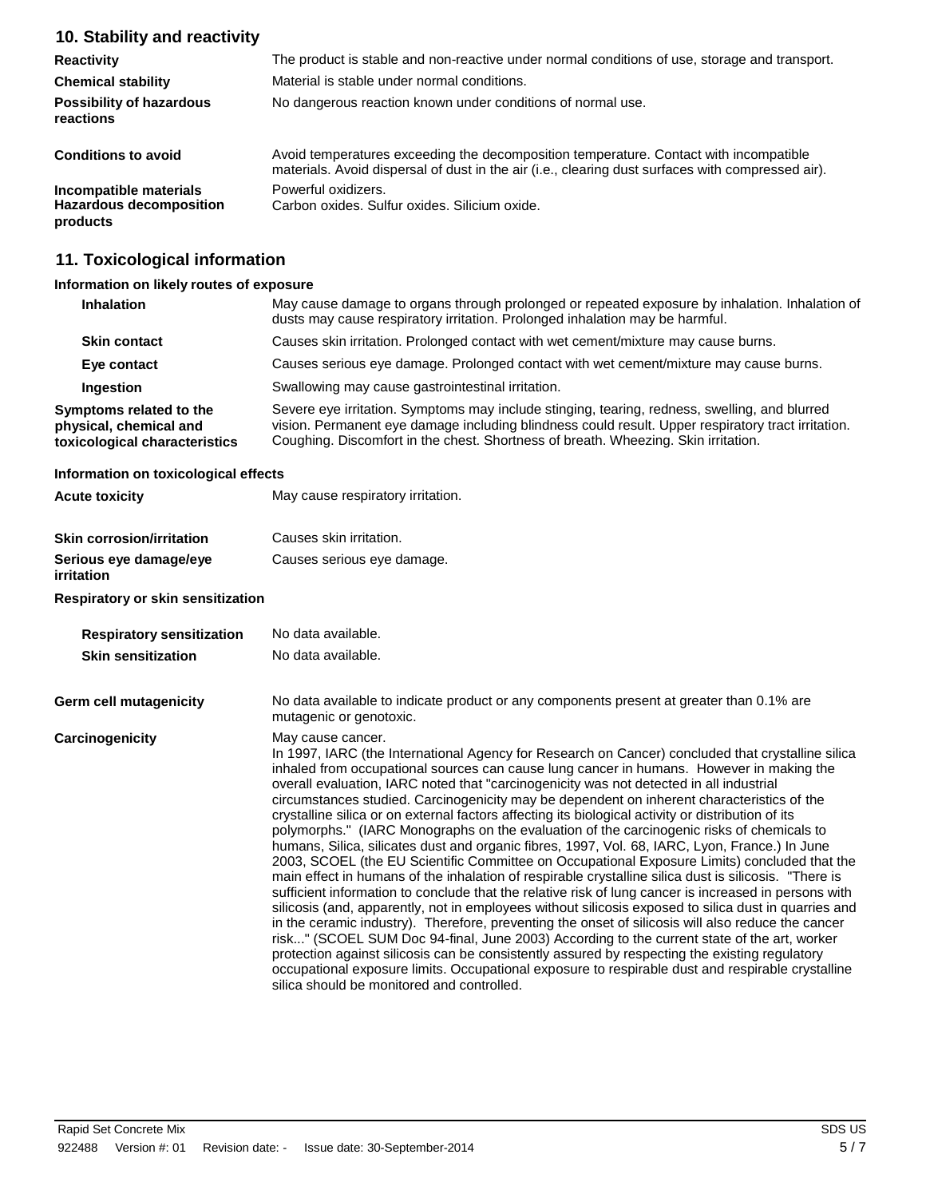## 10. Stability and reactivity

**Reactivity**
The product is stable and non-reactive under normal conditions of use, storage and transport.

**Chemical stability**
Material is stable under normal conditions.

**Possibility of hazardous reactions**
No dangerous reaction known under conditions of normal use.

**Conditions to avoid**
Avoid temperatures exceeding the decomposition temperature. Contact with incompatible materials. Avoid dispersal of dust in the air (i.e., clearing dust surfaces with compressed air).

**Incompatible materials**
Powerful oxidizers.

**Hazardous decomposition products**
Carbon oxides. Sulfur oxides. Silicium oxide.

## 11. Toxicological information

### Information on likely routes of exposure

**Inhalation**
May cause damage to organs through prolonged or repeated exposure by inhalation. Inhalation of dusts may cause respiratory irritation. Prolonged inhalation may be harmful.

**Skin contact**
Causes skin irritation. Prolonged contact with wet cement/mixture may cause burns.

**Eye contact**
Causes serious eye damage. Prolonged contact with wet cement/mixture may cause burns.

**Ingestion**
Swallowing may cause gastrointestinal irritation.

**Symptoms related to the physical, chemical and toxicological characteristics**
Severe eye irritation. Symptoms may include stinging, tearing, redness, swelling, and blurred vision. Permanent eye damage including blindness could result. Upper respiratory tract irritation. Coughing. Discomfort in the chest. Shortness of breath. Wheezing. Skin irritation.

### Information on toxicological effects

**Acute toxicity**
May cause respiratory irritation.

**Skin corrosion/irritation**
Causes skin irritation.

**Serious eye damage/eye irritation**
Causes serious eye damage.

**Respiratory or skin sensitization**

**Respiratory sensitization**
No data available.

**Skin sensitization**
No data available.

**Germ cell mutagenicity**
No data available to indicate product or any components present at greater than 0.1% are mutagenic or genotoxic.

**Carcinogenicity**
May cause cancer.
In 1997, IARC (the International Agency for Research on Cancer) concluded that crystalline silica inhaled from occupational sources can cause lung cancer in humans. However in making the overall evaluation, IARC noted that "carcinogenicity was not detected in all industrial circumstances studied. Carcinogenicity may be dependent on inherent characteristics of the crystalline silica or on external factors affecting its biological activity or distribution of its polymorphs." (IARC Monographs on the evaluation of the carcinogenic risks of chemicals to humans, Silica, silicates dust and organic fibres, 1997, Vol. 68, IARC, Lyon, France.) In June 2003, SCOEL (the EU Scientific Committee on Occupational Exposure Limits) concluded that the main effect in humans of the inhalation of respirable crystalline silica dust is silicosis. "There is sufficient information to conclude that the relative risk of lung cancer is increased in persons with silicosis (and, apparently, not in employees without silicosis exposed to silica dust in quarries and in the ceramic industry). Therefore, preventing the onset of silicosis will also reduce the cancer risk..." (SCOEL SUM Doc 94-final, June 2003) According to the current state of the art, worker protection against silicosis can be consistently assured by respecting the existing regulatory occupational exposure limits. Occupational exposure to respirable dust and respirable crystalline silica should be monitored and controlled.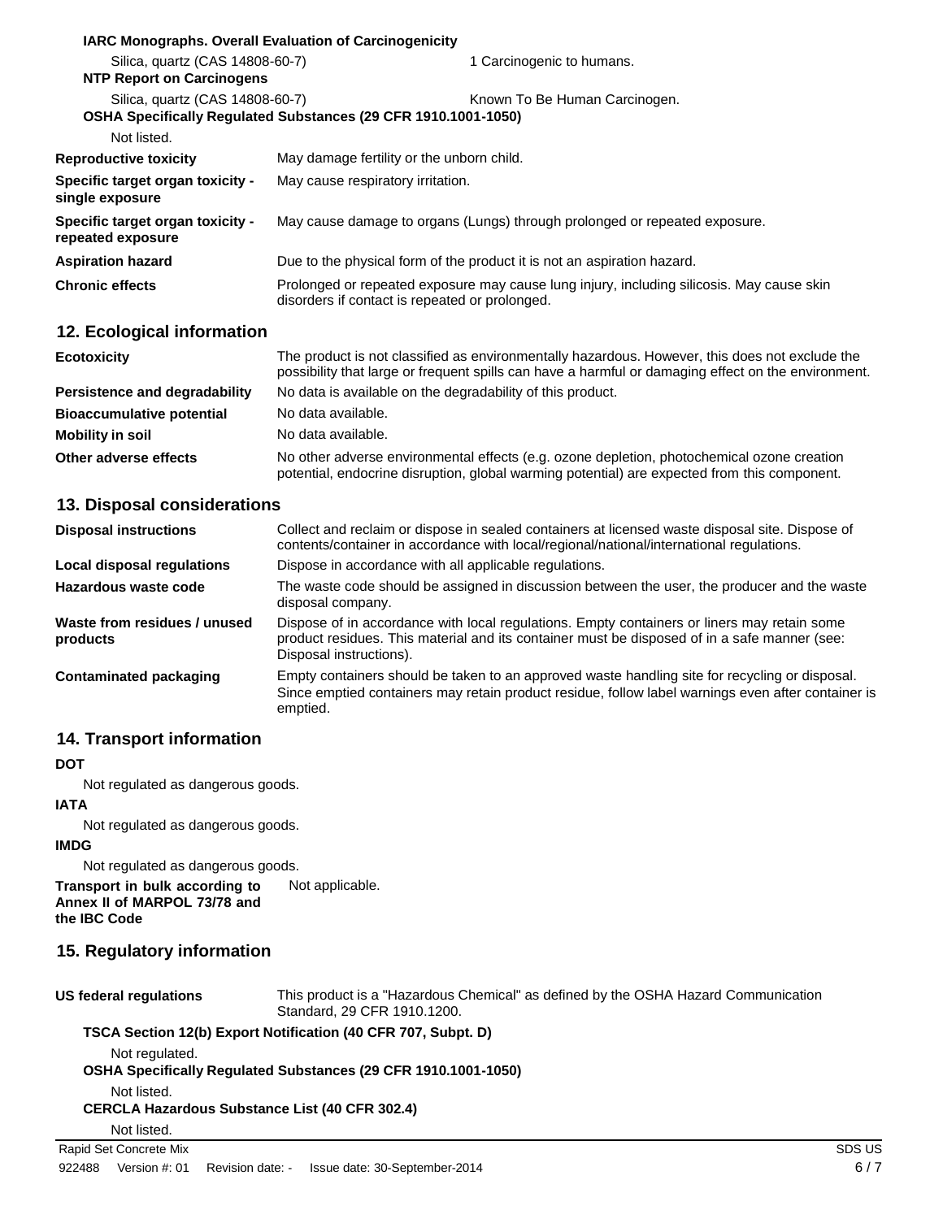**IARC Monographs. Overall Evaluation of Carcinogenicity**

| | |
|---|---|
| Silica, quartz (CAS 14808-60-7) | 1 Carcinogenic to humans. |

**NTP Report on Carcinogens**

| | |
|---|---|
| Silica, quartz (CAS 14808-60-7) | Known To Be Human Carcinogen. |

**OSHA Specifically Regulated Substances (29 CFR 1910.1001-1050)**

Not listed.

| | |
|---|---|
| **Reproductive toxicity** | May damage fertility or the unborn child. |
| **Specific target organ toxicity - single exposure** | May cause respiratory irritation. |
| **Specific target organ toxicity - repeated exposure** | May cause damage to organs (Lungs) through prolonged or repeated exposure. |
| **Aspiration hazard** | Due to the physical form of the product it is not an aspiration hazard. |
| **Chronic effects** | Prolonged or repeated exposure may cause lung injury, including silicosis. May cause skin disorders if contact is repeated or prolonged. |

## 12. Ecological information

| | |
|---|---|
| **Ecotoxicity** | The product is not classified as environmentally hazardous. However, this does not exclude the possibility that large or frequent spills can have a harmful or damaging effect on the environment. |
| **Persistence and degradability** | No data is available on the degradability of this product. |
| **Bioaccumulative potential** | No data available. |
| **Mobility in soil** | No data available. |
| **Other adverse effects** | No other adverse environmental effects (e.g. ozone depletion, photochemical ozone creation potential, endocrine disruption, global warming potential) are expected from this component. |

## 13. Disposal considerations

| | |
|---|---|
| **Disposal instructions** | Collect and reclaim or dispose in sealed containers at licensed waste disposal site. Dispose of contents/container in accordance with local/regional/national/international regulations. |
| **Local disposal regulations** | Dispose in accordance with all applicable regulations. |
| **Hazardous waste code** | The waste code should be assigned in discussion between the user, the producer and the waste disposal company. |
| **Waste from residues / unused products** | Dispose of in accordance with local regulations. Empty containers or liners may retain some product residues. This material and its container must be disposed of in a safe manner (see: Disposal instructions). |
| **Contaminated packaging** | Empty containers should be taken to an approved waste handling site for recycling or disposal. Since emptied containers may retain product residue, follow label warnings even after container is emptied. |

## 14. Transport information

**DOT**

Not regulated as dangerous goods.

**IATA**

Not regulated as dangerous goods.

**IMDG**

Not regulated as dangerous goods.

| | |
|---|---|
| **Transport in bulk according to Annex II of MARPOL 73/78 and the IBC Code** | Not applicable. |

## 15. Regulatory information

| | |
|---|---|
| **US federal regulations** | This product is a "Hazardous Chemical" as defined by the OSHA Hazard Communication Standard, 29 CFR 1910.1200. |

**TSCA Section 12(b) Export Notification (40 CFR 707, Subpt. D)**

Not regulated.

**OSHA Specifically Regulated Substances (29 CFR 1910.1001-1050)**

Not listed.

**CERCLA Hazardous Substance List (40 CFR 302.4)**

Not listed.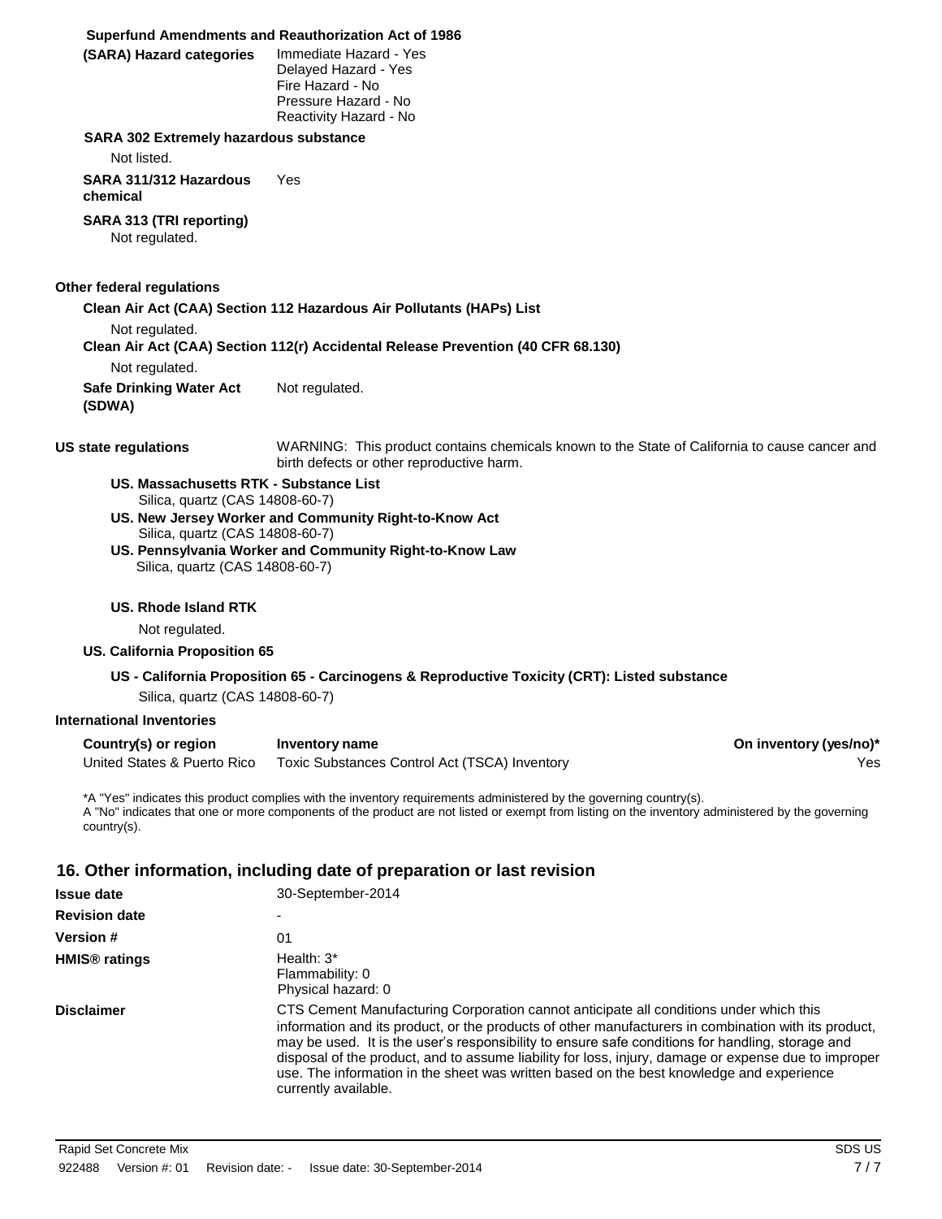**Superfund Amendments and Reauthorization Act of 1986**

**(SARA) Hazard categories** Immediate Hazard - Yes
Delayed Hazard - Yes
Fire Hazard - No
Pressure Hazard - No
Reactivity Hazard - No

**SARA 302 Extremely hazardous substance**

Not listed.

**SARA 311/312 Hazardous chemical** Yes

**SARA 313 (TRI reporting)**

Not regulated.

**Other federal regulations**

**Clean Air Act (CAA) Section 112 Hazardous Air Pollutants (HAPs) List**

Not regulated.

**Clean Air Act (CAA) Section 112(r) Accidental Release Prevention (40 CFR 68.130)**

Not regulated.

**Safe Drinking Water Act (SDWA)** Not regulated.

**US state regulations** WARNING: This product contains chemicals known to the State of California to cause cancer and birth defects or other reproductive harm.

**US. Massachusetts RTK - Substance List**
Silica, quartz (CAS 14808-60-7)

**US. New Jersey Worker and Community Right-to-Know Act**
Silica, quartz (CAS 14808-60-7)

**US. Pennsylvania Worker and Community Right-to-Know Law**
Silica, quartz (CAS 14808-60-7)

**US. Rhode Island RTK**

Not regulated.

**US. California Proposition 65**

**US - California Proposition 65 - Carcinogens & Reproductive Toxicity (CRT): Listed substance**

Silica, quartz (CAS 14808-60-7)

**International Inventories**

| Country(s) or region | Inventory name | On inventory (yes/no)* |
|---|---|---|
| United States & Puerto Rico | Toxic Substances Control Act (TSCA) Inventory | Yes |

*A "Yes" indicates this product complies with the inventory requirements administered by the governing country(s).
A "No" indicates that one or more components of the product are not listed or exempt from listing on the inventory administered by the governing country(s).

## 16. Other information, including date of preparation or last revision

**Issue date** 30-September-2014

**Revision date** -

**Version #** 01

**HMIS® ratings** Health: 3*
Flammability: 0
Physical hazard: 0

**Disclaimer** CTS Cement Manufacturing Corporation cannot anticipate all conditions under which this information and its product, or the products of other manufacturers in combination with its product, may be used. It is the user's responsibility to ensure safe conditions for handling, storage and disposal of the product, and to assume liability for loss, injury, damage or expense due to improper use. The information in the sheet was written based on the best knowledge and experience currently available.